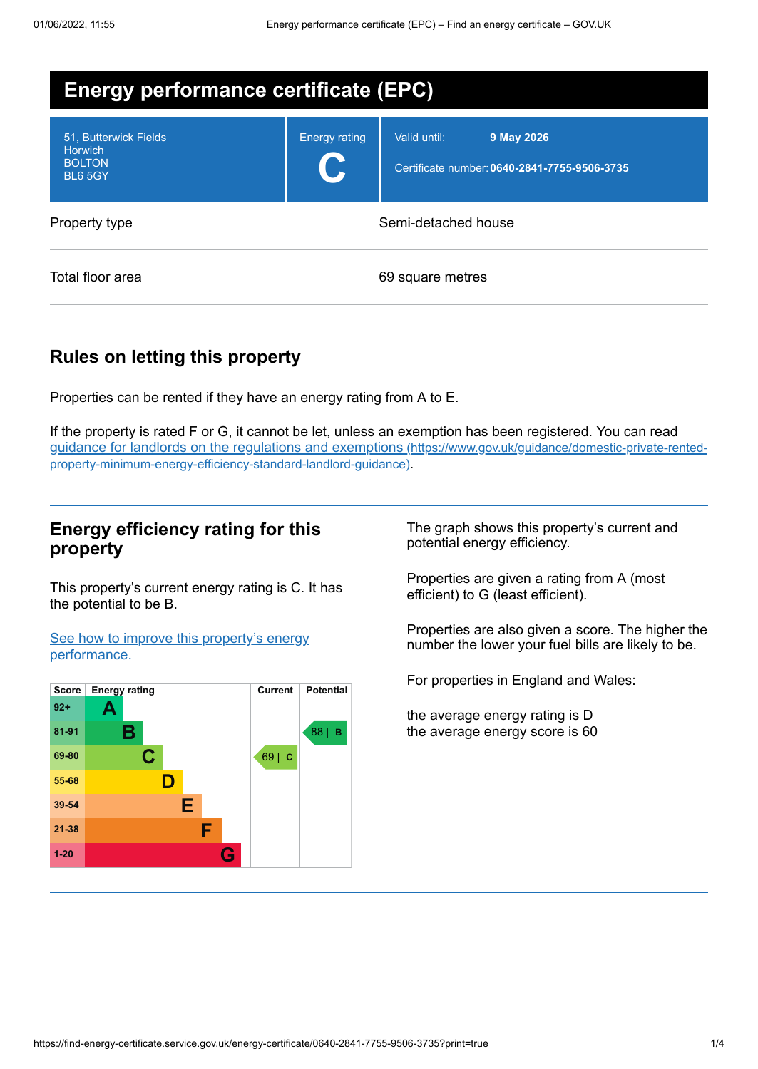# Energy performance certificate (EPC)

| 51, Butterwick Fields<br>Horwich<br>BOLTON<br>BL6 5GY | Energy rating<br>**C** | Valid until: **9 May 2026**<br>Certificate number: **0640-2841-7755-9506-3735** |
|---|---|---|

| | |
|---|---|
| Property type | Semi-detached house |
| Total floor area | 69 square metres |

## Rules on letting this property

Properties can be rented if they have an energy rating from A to E.

If the property is rated F or G, it cannot be let, unless an exemption has been registered. You can read [guidance for landlords on the regulations and exemptions (https://www.gov.uk/guidance/domestic-private-rented-property-minimum-energy-efficiency-standard-landlord-guidance)](https://www.gov.uk/guidance/domestic-private-rented-property-minimum-energy-efficiency-standard-landlord-guidance).

## Energy efficiency rating for this property

This property's current energy rating is C. It has the potential to be B.

[See how to improve this property's energy performance.]()

| Score | Energy rating | Current | Potential |
|---|---|---|---|
| 92+ | A | | |
| 81-91 | B | | 88 \| B |
| 69-80 | C | 69 \| C | |
| 55-68 | D | | |
| 39-54 | E | | |
| 21-38 | F | | |
| 1-20 | G | | |

The graph shows this property's current and potential energy efficiency.

Properties are given a rating from A (most efficient) to G (least efficient).

Properties are also given a score. The higher the number the lower your fuel bills are likely to be.

For properties in England and Wales:

the average energy rating is D
the average energy score is 60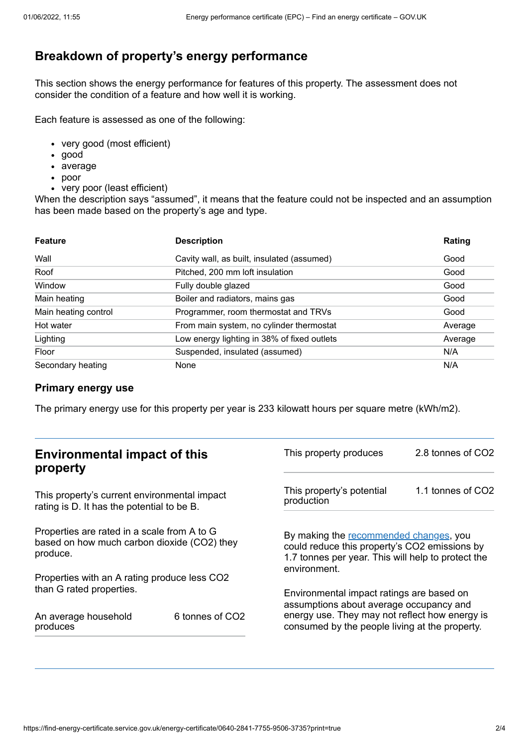## Breakdown of property's energy performance

This section shows the energy performance for features of this property. The assessment does not consider the condition of a feature and how well it is working.

Each feature is assessed as one of the following:

- very good (most efficient)
- good
- average
- poor
- very poor (least efficient)

When the description says "assumed", it means that the feature could not be inspected and an assumption has been made based on the property's age and type.

| Feature | Description | Rating |
|---|---|---|
| Wall | Cavity wall, as built, insulated (assumed) | Good |
| Roof | Pitched, 200 mm loft insulation | Good |
| Window | Fully double glazed | Good |
| Main heating | Boiler and radiators, mains gas | Good |
| Main heating control | Programmer, room thermostat and TRVs | Good |
| Hot water | From main system, no cylinder thermostat | Average |
| Lighting | Low energy lighting in 38% of fixed outlets | Average |
| Floor | Suspended, insulated (assumed) | N/A |
| Secondary heating | None | N/A |

### Primary energy use

The primary energy use for this property per year is 233 kilowatt hours per square metre (kWh/m2).

## Environmental impact of this property

This property's current environmental impact rating is D. It has the potential to be B.

Properties are rated in a scale from A to G based on how much carbon dioxide ($CO_2$) they produce.

Properties with an A rating produce less $CO_2$ than G rated properties.

| | |
|---|---|
| An average household produces | 6 tonnes of $CO_2$ |

| | |
|---|---|
| This property produces | 2.8 tonnes of $CO_2$ |
| This property's potential production | 1.1 tonnes of $CO_2$ |

By making the recommended changes, you could reduce this property's $CO_2$ emissions by 1.7 tonnes per year. This will help to protect the environment.

Environmental impact ratings are based on assumptions about average occupancy and energy use. They may not reflect how energy is consumed by the people living at the property.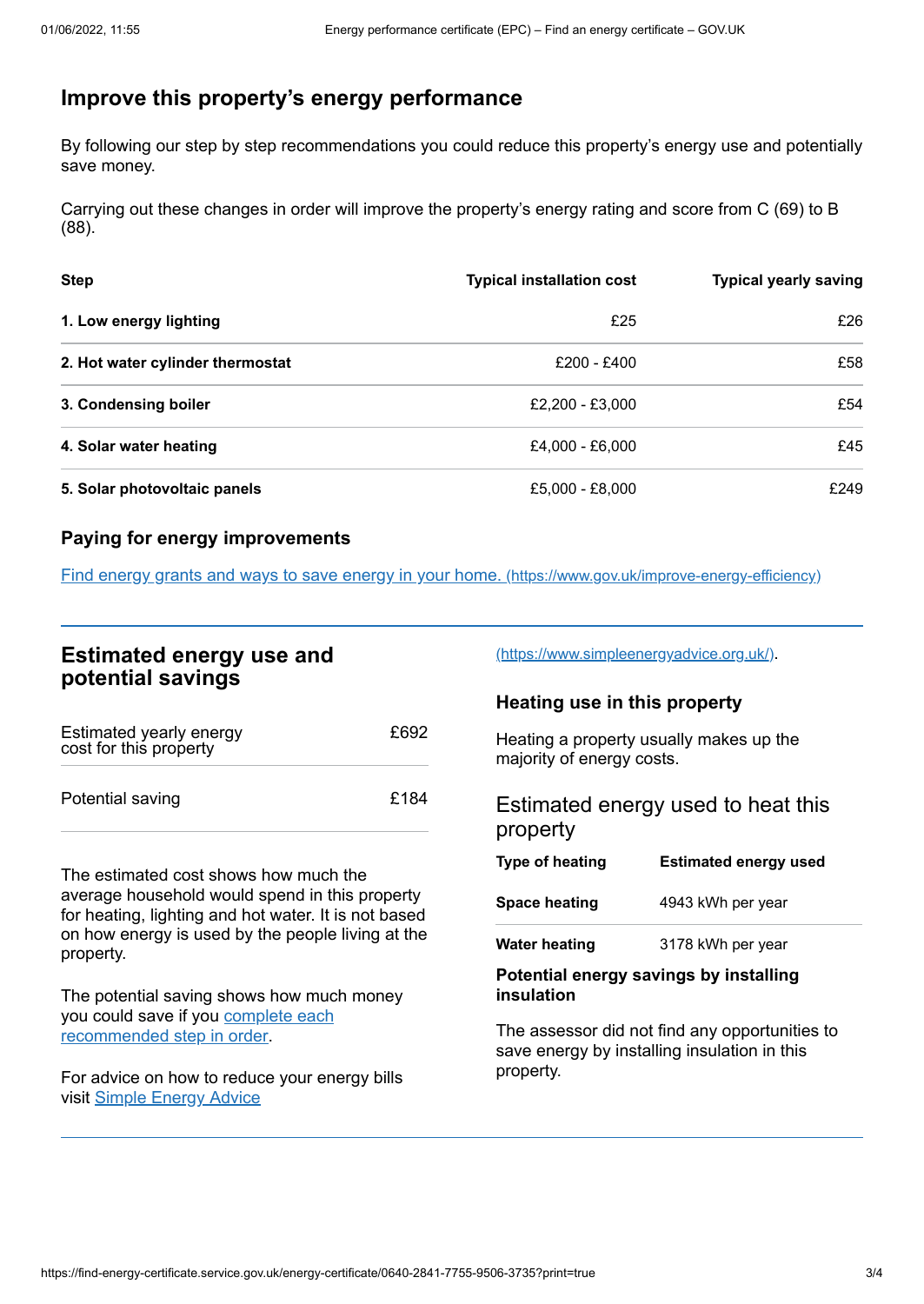## Improve this property's energy performance

By following our step by step recommendations you could reduce this property's energy use and potentially save money.

Carrying out these changes in order will improve the property's energy rating and score from C (69) to B (88).

| Step | Typical installation cost | Typical yearly saving |
|---|---|---|
| **1. Low energy lighting** | £25 | £26 |
| **2. Hot water cylinder thermostat** | £200 - £400 | £58 |
| **3. Condensing boiler** | £2,200 - £3,000 | £54 |
| **4. Solar water heating** | £4,000 - £6,000 | £45 |
| **5. Solar photovoltaic panels** | £5,000 - £8,000 | £249 |

### Paying for energy improvements

[Find energy grants and ways to save energy in your home.](https://www.gov.uk/improve-energy-efficiency) (https://www.gov.uk/improve-energy-efficiency)

## Estimated energy use and potential savings

| | |
|---|---|
| Estimated yearly energy cost for this property | £692 |
| Potential saving | £184 |

The estimated cost shows how much the average household would spend in this property for heating, lighting and hot water. It is not based on how energy is used by the people living at the property.

The potential saving shows how much money you could save if you [complete each recommended step in order](#).

For advice on how to reduce your energy bills visit [Simple Energy Advice](https://www.simpleenergyadvice.org.uk/) (https://www.simpleenergyadvice.org.uk/).

### Heating use in this property

Heating a property usually makes up the majority of energy costs.

### Estimated energy used to heat this property

| Type of heating | Estimated energy used |
|---|---|
| **Space heating** | 4943 kWh per year |
| **Water heating** | 3178 kWh per year |

#### Potential energy savings by installing insulation

The assessor did not find any opportunities to save energy by installing insulation in this property.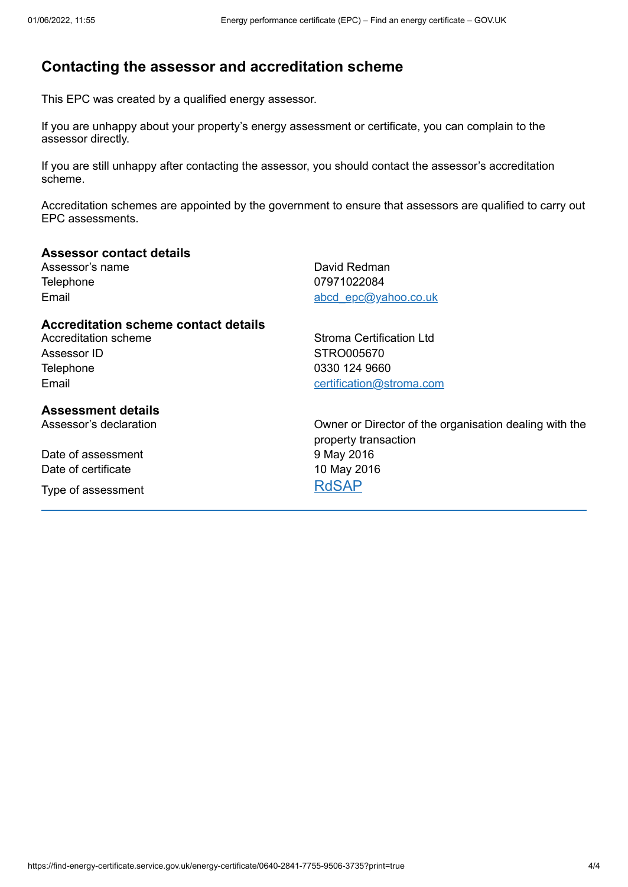## Contacting the assessor and accreditation scheme

This EPC was created by a qualified energy assessor.

If you are unhappy about your property's energy assessment or certificate, you can complain to the assessor directly.

If you are still unhappy after contacting the assessor, you should contact the assessor's accreditation scheme.

Accreditation schemes are appointed by the government to ensure that assessors are qualified to carry out EPC assessments.

### Assessor contact details

| | |
|---|---|
| Assessor's name | David Redman |
| Telephone | 07971022084 |
| Email | abcd_epc@yahoo.co.uk |

### Accreditation scheme contact details

| | |
|---|---|
| Accreditation scheme | Stroma Certification Ltd |
| Assessor ID | STRO005670 |
| Telephone | 0330 124 9660 |
| Email | certification@stroma.com |

### Assessment details

| | |
|---|---|
| Assessor's declaration | Owner or Director of the organisation dealing with the property transaction |
| Date of assessment | 9 May 2016 |
| Date of certificate | 10 May 2016 |
| Type of assessment | RdSAP |